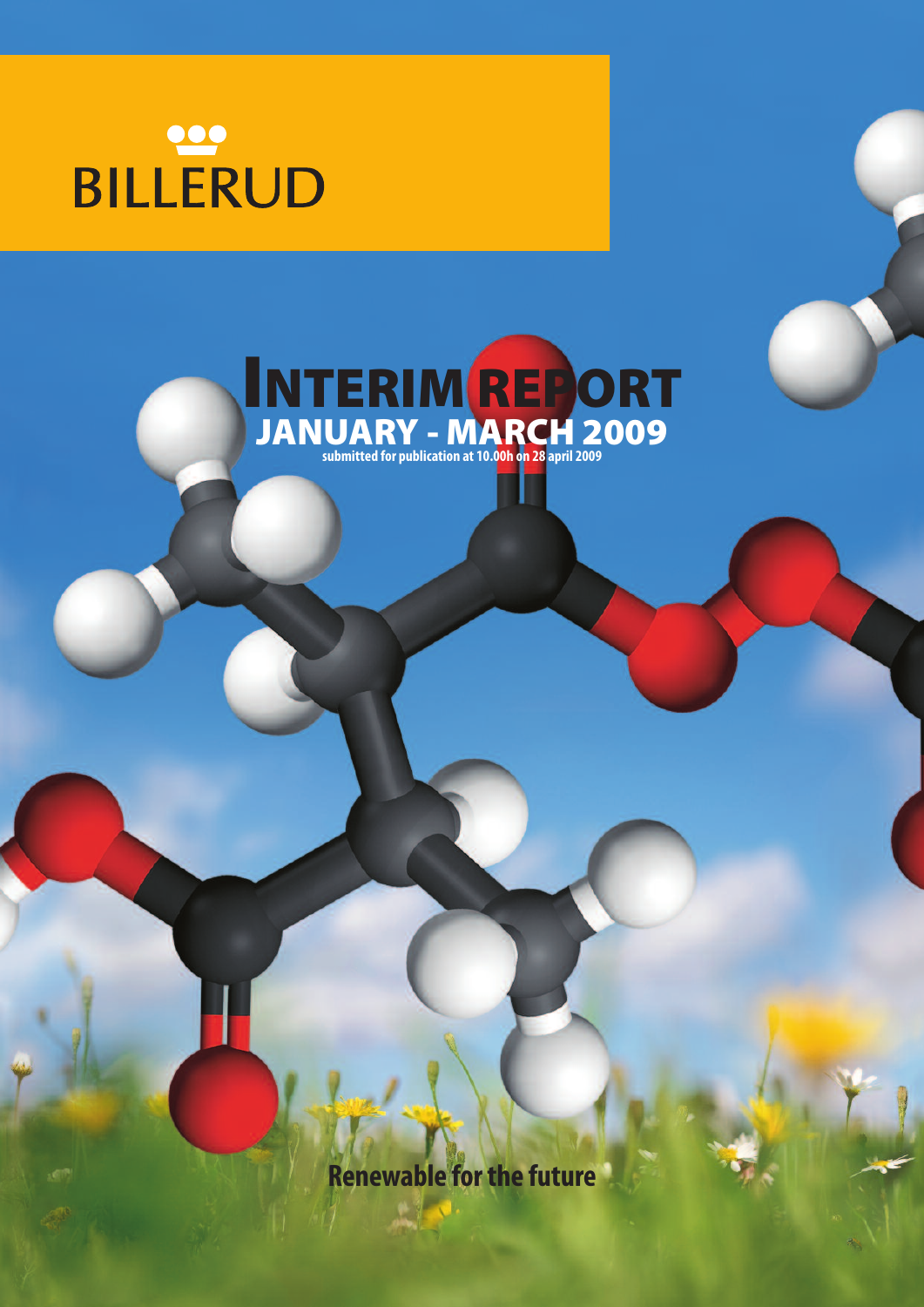BILLERUD

# INTERIM REPORT

## JANUARY - MARCH 2009

submitted for publication at 10.00h on 28 april 2009

Renewable for the future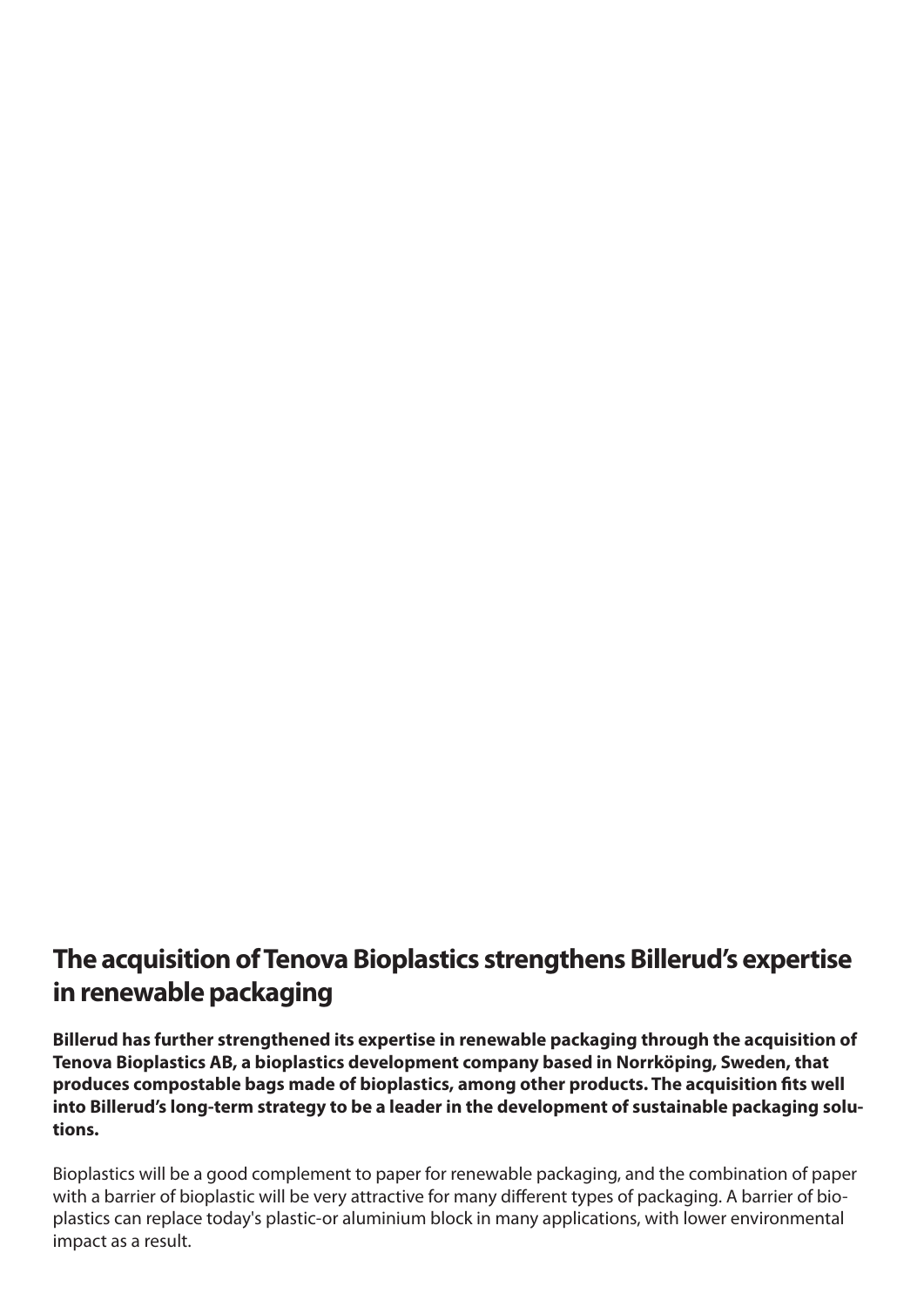## The acquisition of Tenova Bioplastics strengthens Billerud's expertise in renewable packaging

**Billerud has further strengthened its expertise in renewable packaging through the acquisition of Tenova Bioplastics AB, a bioplastics development company based in Norrköping, Sweden, that produces compostable bags made of bioplastics, among other products. The acquisition fits well into Billerud's long-term strategy to be a leader in the development of sustainable packaging solutions.**

Bioplastics will be a good complement to paper for renewable packaging, and the combination of paper with a barrier of bioplastic will be very attractive for many different types of packaging. A barrier of bioplastics can replace today's plastic-or aluminium block in many applications, with lower environmental impact as a result.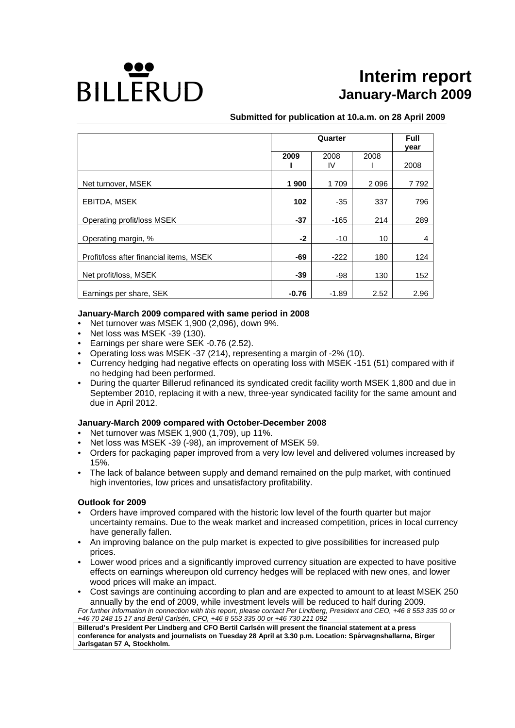BILLERUD

# Interim report
## January-March 2009

**Submitted for publication at 10.a.m. on 28 April 2009**

| | Quarter | | | Full year |
|---|---|---|---|---|
| | **2009 I** | 2008 IV | 2008 I | 2008 |
| Net turnover, MSEK | **1 900** | 1 709 | 2 096 | 7 792 |
| EBITDA, MSEK | **102** | -35 | 337 | 796 |
| Operating profit/loss MSEK | **-37** | -165 | 214 | 289 |
| Operating margin, % | **-2** | -10 | 10 | 4 |
| Profit/loss after financial items, MSEK | **-69** | -222 | 180 | 124 |
| Net profit/loss, MSEK | **-39** | -98 | 130 | 152 |
| Earnings per share, SEK | **-0.76** | -1.89 | 2.52 | 2.96 |

**January-March 2009 compared with same period in 2008**

- Net turnover was MSEK 1,900 (2,096), down 9%.
- Net loss was MSEK -39 (130).
- Earnings per share were SEK -0.76 (2.52).
- Operating loss was MSEK -37 (214), representing a margin of -2% (10).
- Currency hedging had negative effects on operating loss with MSEK -151 (51) compared with if no hedging had been performed.
- During the quarter Billerud refinanced its syndicated credit facility worth MSEK 1,800 and due in September 2010, replacing it with a new, three-year syndicated facility for the same amount and due in April 2012.

**January-March 2009 compared with October-December 2008**

- Net turnover was MSEK 1,900 (1,709), up 11%.
- Net loss was MSEK -39 (-98), an improvement of MSEK 59.
- Orders for packaging paper improved from a very low level and delivered volumes increased by 15%.
- The lack of balance between supply and demand remained on the pulp market, with continued high inventories, low prices and unsatisfactory profitability.

**Outlook for 2009**

- Orders have improved compared with the historic low level of the fourth quarter but major uncertainty remains. Due to the weak market and increased competition, prices in local currency have generally fallen.
- An improving balance on the pulp market is expected to give possibilities for increased pulp prices.
- Lower wood prices and a significantly improved currency situation are expected to have positive effects on earnings whereupon old currency hedges will be replaced with new ones, and lower wood prices will make an impact.
- Cost savings are continuing according to plan and are expected to amount to at least MSEK 250 annually by the end of 2009, while investment levels will be reduced to half during 2009.

*For further information in connection with this report, please contact Per Lindberg, President and CEO, +46 8 553 335 00 or +46 70 248 15 17 and Bertil Carlsén, CFO, +46 8 553 335 00 or +46 730 211 092*

**Billerud's President Per Lindberg and CFO Bertil Carlsén will present the financial statement at a press conference for analysts and journalists on Tuesday 28 April at 3.30 p.m. Location: Spårvagnshallarna, Birger Jarlsgatan 57 A, Stockholm.**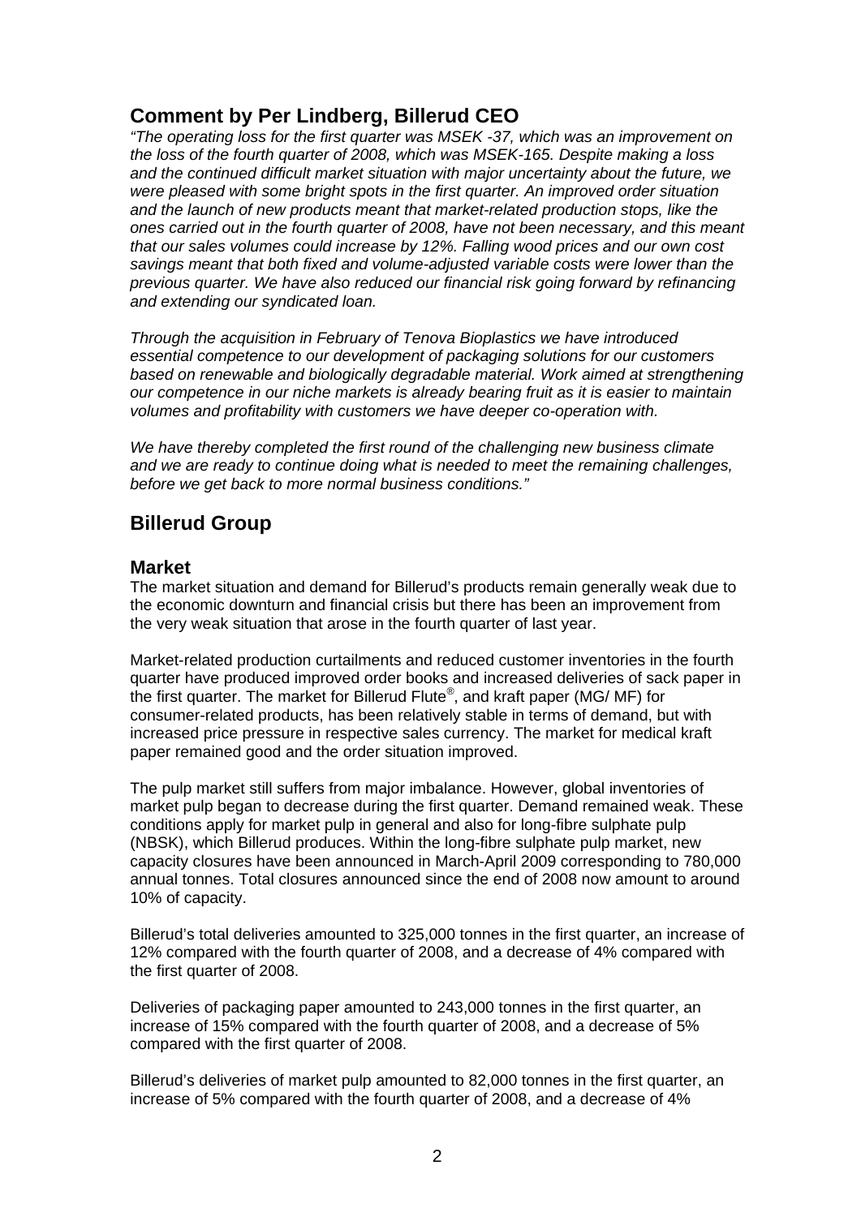## Comment by Per Lindberg, Billerud CEO

*"The operating loss for the first quarter was MSEK -37, which was an improvement on the loss of the fourth quarter of 2008, which was MSEK-165. Despite making a loss and the continued difficult market situation with major uncertainty about the future, we were pleased with some bright spots in the first quarter. An improved order situation and the launch of new products meant that market-related production stops, like the ones carried out in the fourth quarter of 2008, have not been necessary, and this meant that our sales volumes could increase by 12%. Falling wood prices and our own cost savings meant that both fixed and volume-adjusted variable costs were lower than the previous quarter. We have also reduced our financial risk going forward by refinancing and extending our syndicated loan.*

*Through the acquisition in February of Tenova Bioplastics we have introduced essential competence to our development of packaging solutions for our customers based on renewable and biologically degradable material. Work aimed at strengthening our competence in our niche markets is already bearing fruit as it is easier to maintain volumes and profitability with customers we have deeper co-operation with.*

*We have thereby completed the first round of the challenging new business climate and we are ready to continue doing what is needed to meet the remaining challenges, before we get back to more normal business conditions."*

## Billerud Group

### Market

The market situation and demand for Billerud's products remain generally weak due to the economic downturn and financial crisis but there has been an improvement from the very weak situation that arose in the fourth quarter of last year.

Market-related production curtailments and reduced customer inventories in the fourth quarter have produced improved order books and increased deliveries of sack paper in the first quarter. The market for Billerud Flute®, and kraft paper (MG/ MF) for consumer-related products, has been relatively stable in terms of demand, but with increased price pressure in respective sales currency. The market for medical kraft paper remained good and the order situation improved.

The pulp market still suffers from major imbalance. However, global inventories of market pulp began to decrease during the first quarter. Demand remained weak. These conditions apply for market pulp in general and also for long-fibre sulphate pulp (NBSK), which Billerud produces. Within the long-fibre sulphate pulp market, new capacity closures have been announced in March-April 2009 corresponding to 780,000 annual tonnes. Total closures announced since the end of 2008 now amount to around 10% of capacity.

Billerud's total deliveries amounted to 325,000 tonnes in the first quarter, an increase of 12% compared with the fourth quarter of 2008, and a decrease of 4% compared with the first quarter of 2008.

Deliveries of packaging paper amounted to 243,000 tonnes in the first quarter, an increase of 15% compared with the fourth quarter of 2008, and a decrease of 5% compared with the first quarter of 2008.

Billerud's deliveries of market pulp amounted to 82,000 tonnes in the first quarter, an increase of 5% compared with the fourth quarter of 2008, and a decrease of 4%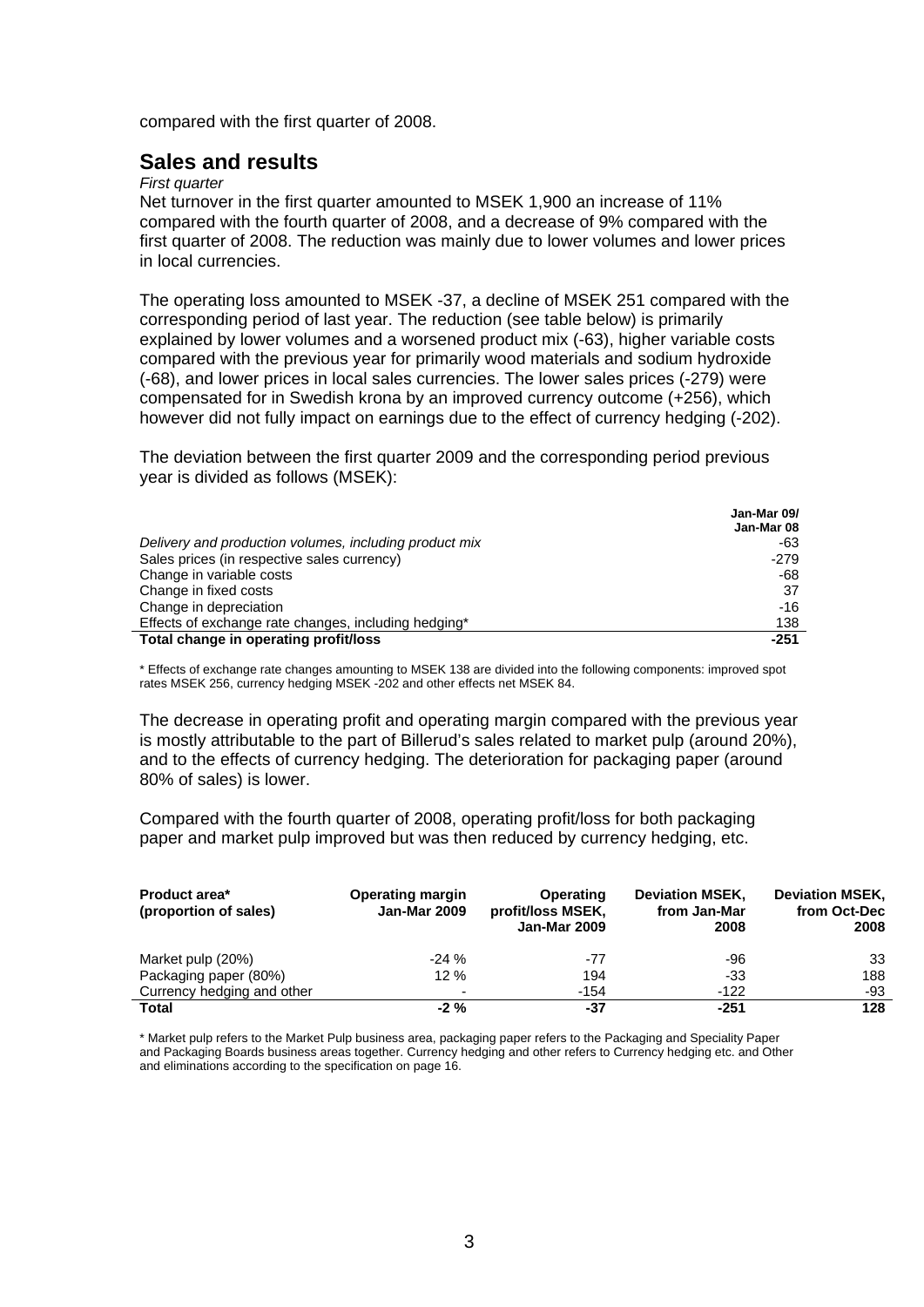compared with the first quarter of 2008.

## Sales and results

*First quarter*

Net turnover in the first quarter amounted to MSEK 1,900 an increase of 11% compared with the fourth quarter of 2008, and a decrease of 9% compared with the first quarter of 2008. The reduction was mainly due to lower volumes and lower prices in local currencies.

The operating loss amounted to MSEK -37, a decline of MSEK 251 compared with the corresponding period of last year. The reduction (see table below) is primarily explained by lower volumes and a worsened product mix (-63), higher variable costs compared with the previous year for primarily wood materials and sodium hydroxide (-68), and lower prices in local sales currencies. The lower sales prices (-279) were compensated for in Swedish krona by an improved currency outcome (+256), which however did not fully impact on earnings due to the effect of currency hedging (-202).

The deviation between the first quarter 2009 and the corresponding period previous year is divided as follows (MSEK):

| | Jan-Mar 09/ Jan-Mar 08 |
|---|---:|
| *Delivery and production volumes, including product mix* | -63 |
| Sales prices (in respective sales currency) | -279 |
| Change in variable costs | -68 |
| Change in fixed costs | 37 |
| Change in depreciation | -16 |
| Effects of exchange rate changes, including hedging* | 138 |
| **Total change in operating profit/loss** | **-251** |

\* Effects of exchange rate changes amounting to MSEK 138 are divided into the following components: improved spot rates MSEK 256, currency hedging MSEK -202 and other effects net MSEK 84.

The decrease in operating profit and operating margin compared with the previous year is mostly attributable to the part of Billerud's sales related to market pulp (around 20%), and to the effects of currency hedging. The deterioration for packaging paper (around 80% of sales) is lower.

Compared with the fourth quarter of 2008, operating profit/loss for both packaging paper and market pulp improved but was then reduced by currency hedging, etc.

| Product area* (proportion of sales) | Operating margin Jan-Mar 2009 | Operating profit/loss MSEK, Jan-Mar 2009 | Deviation MSEK, from Jan-Mar 2008 | Deviation MSEK, from Oct-Dec 2008 |
|---|---:|---:|---:|---:|
| Market pulp (20%) | -24 % | -77 | -96 | 33 |
| Packaging paper (80%) | 12 % | 194 | -33 | 188 |
| Currency hedging and other | - | -154 | -122 | -93 |
| **Total** | **-2 %** | **-37** | **-251** | **128** |

\* Market pulp refers to the Market Pulp business area, packaging paper refers to the Packaging and Speciality Paper and Packaging Boards business areas together. Currency hedging and other refers to Currency hedging etc. and Other and eliminations according to the specification on page 16.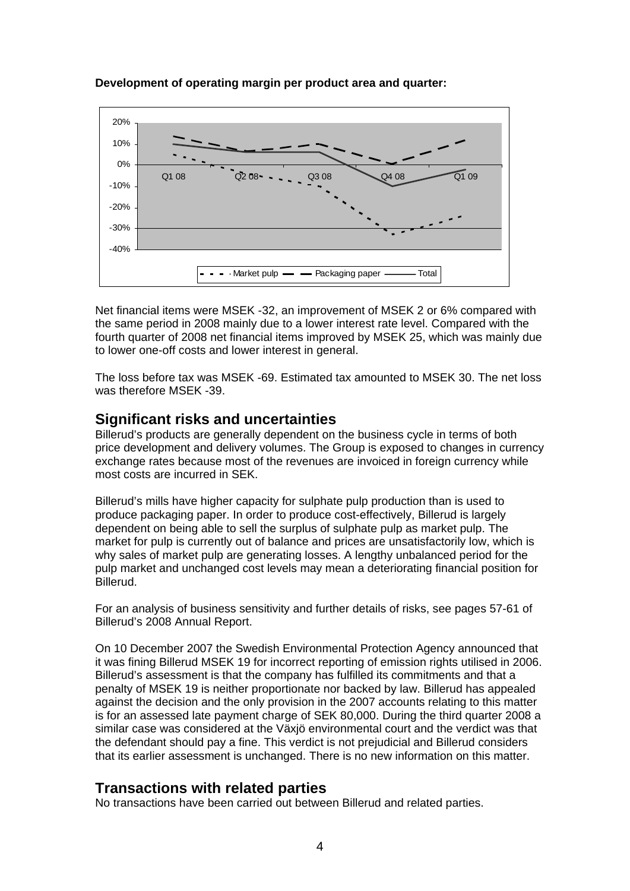**Development of operating margin per product area and quarter:**

Net financial items were MSEK -32, an improvement of MSEK 2 or 6% compared with the same period in 2008 mainly due to a lower interest rate level. Compared with the fourth quarter of 2008 net financial items improved by MSEK 25, which was mainly due to lower one-off costs and lower interest in general.

The loss before tax was MSEK -69. Estimated tax amounted to MSEK 30. The net loss was therefore MSEK -39.

## Significant risks and uncertainties

Billerud's products are generally dependent on the business cycle in terms of both price development and delivery volumes. The Group is exposed to changes in currency exchange rates because most of the revenues are invoiced in foreign currency while most costs are incurred in SEK.

Billerud's mills have higher capacity for sulphate pulp production than is used to produce packaging paper. In order to produce cost-effectively, Billerud is largely dependent on being able to sell the surplus of sulphate pulp as market pulp. The market for pulp is currently out of balance and prices are unsatisfactorily low, which is why sales of market pulp are generating losses. A lengthy unbalanced period for the pulp market and unchanged cost levels may mean a deteriorating financial position for Billerud.

For an analysis of business sensitivity and further details of risks, see pages 57-61 of Billerud's 2008 Annual Report.

On 10 December 2007 the Swedish Environmental Protection Agency announced that it was fining Billerud MSEK 19 for incorrect reporting of emission rights utilised in 2006. Billerud's assessment is that the company has fulfilled its commitments and that a penalty of MSEK 19 is neither proportionate nor backed by law. Billerud has appealed against the decision and the only provision in the 2007 accounts relating to this matter is for an assessed late payment charge of SEK 80,000. During the third quarter 2008 a similar case was considered at the Växjö environmental court and the verdict was that the defendant should pay a fine. This verdict is not prejudicial and Billerud considers that its earlier assessment is unchanged. There is no new information on this matter.

## Transactions with related parties

No transactions have been carried out between Billerud and related parties.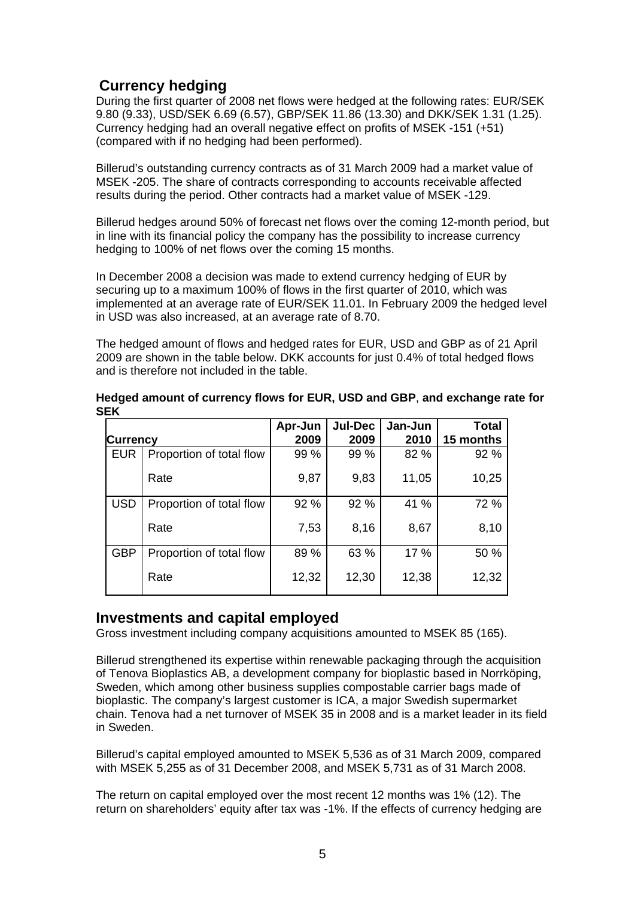## Currency hedging

During the first quarter of 2008 net flows were hedged at the following rates: EUR/SEK 9.80 (9.33), USD/SEK 6.69 (6.57), GBP/SEK 11.86 (13.30) and DKK/SEK 1.31 (1.25). Currency hedging had an overall negative effect on profits of MSEK -151 (+51) (compared with if no hedging had been performed).

Billerud's outstanding currency contracts as of 31 March 2009 had a market value of MSEK -205. The share of contracts corresponding to accounts receivable affected results during the period. Other contracts had a market value of MSEK -129.

Billerud hedges around 50% of forecast net flows over the coming 12-month period, but in line with its financial policy the company has the possibility to increase currency hedging to 100% of net flows over the coming 15 months.

In December 2008 a decision was made to extend currency hedging of EUR by securing up to a maximum 100% of flows in the first quarter of 2010, which was implemented at an average rate of EUR/SEK 11.01. In February 2009 the hedged level in USD was also increased, at an average rate of 8.70.

The hedged amount of flows and hedged rates for EUR, USD and GBP as of 21 April 2009 are shown in the table below. DKK accounts for just 0.4% of total hedged flows and is therefore not included in the table.

**Hedged amount of currency flows for EUR, USD and GBP, and exchange rate for SEK**

| Currency | | Apr-Jun 2009 | Jul-Dec 2009 | Jan-Jun 2010 | Total 15 months |
|---|---|---|---|---|---|
| EUR | Proportion of total flow | 99 % | 99 % | 82 % | 92 % |
| | Rate | 9,87 | 9,83 | 11,05 | 10,25 |
| USD | Proportion of total flow | 92 % | 92 % | 41 % | 72 % |
| | Rate | 7,53 | 8,16 | 8,67 | 8,10 |
| GBP | Proportion of total flow | 89 % | 63 % | 17 % | 50 % |
| | Rate | 12,32 | 12,30 | 12,38 | 12,32 |

## Investments and capital employed

Gross investment including company acquisitions amounted to MSEK 85 (165).

Billerud strengthened its expertise within renewable packaging through the acquisition of Tenova Bioplastics AB, a development company for bioplastic based in Norrköping, Sweden, which among other business supplies compostable carrier bags made of bioplastic. The company's largest customer is ICA, a major Swedish supermarket chain. Tenova had a net turnover of MSEK 35 in 2008 and is a market leader in its field in Sweden.

Billerud's capital employed amounted to MSEK 5,536 as of 31 March 2009, compared with MSEK 5,255 as of 31 December 2008, and MSEK 5,731 as of 31 March 2008.

The return on capital employed over the most recent 12 months was 1% (12). The return on shareholders' equity after tax was -1%. If the effects of currency hedging are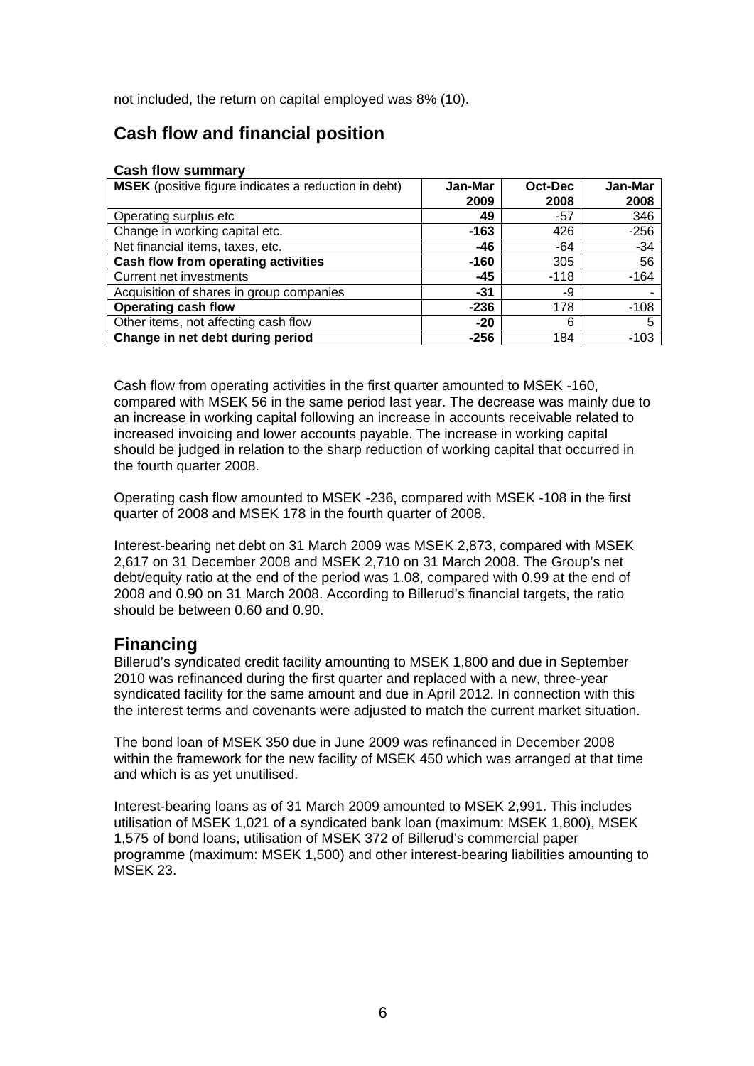not included, the return on capital employed was 8% (10).

## Cash flow and financial position

**Cash flow summary**

| **MSEK** (positive figure indicates a reduction in debt) | **Jan-Mar 2009** | **Oct-Dec 2008** | **Jan-Mar 2008** |
|---|---|---|---|
| Operating surplus etc | **49** | -57 | 346 |
| Change in working capital etc. | **-163** | 426 | -256 |
| Net financial items, taxes, etc. | **-46** | -64 | -34 |
| **Cash flow from operating activities** | **-160** | 305 | 56 |
| Current net investments | **-45** | -118 | -164 |
| Acquisition of shares in group companies | **-31** | -9 | - |
| **Operating cash flow** | **-236** | 178 | -108 |
| Other items, not affecting cash flow | **-20** | 6 | 5 |
| **Change in net debt during period** | **-256** | 184 | -103 |

Cash flow from operating activities in the first quarter amounted to MSEK -160, compared with MSEK 56 in the same period last year. The decrease was mainly due to an increase in working capital following an increase in accounts receivable related to increased invoicing and lower accounts payable. The increase in working capital should be judged in relation to the sharp reduction of working capital that occurred in the fourth quarter 2008.

Operating cash flow amounted to MSEK -236, compared with MSEK -108 in the first quarter of 2008 and MSEK 178 in the fourth quarter of 2008.

Interest-bearing net debt on 31 March 2009 was MSEK 2,873, compared with MSEK 2,617 on 31 December 2008 and MSEK 2,710 on 31 March 2008. The Group's net debt/equity ratio at the end of the period was 1.08, compared with 0.99 at the end of 2008 and 0.90 on 31 March 2008. According to Billerud's financial targets, the ratio should be between 0.60 and 0.90.

## Financing

Billerud's syndicated credit facility amounting to MSEK 1,800 and due in September 2010 was refinanced during the first quarter and replaced with a new, three-year syndicated facility for the same amount and due in April 2012. In connection with this the interest terms and covenants were adjusted to match the current market situation.

The bond loan of MSEK 350 due in June 2009 was refinanced in December 2008 within the framework for the new facility of MSEK 450 which was arranged at that time and which is as yet unutilised.

Interest-bearing loans as of 31 March 2009 amounted to MSEK 2,991. This includes utilisation of MSEK 1,021 of a syndicated bank loan (maximum: MSEK 1,800), MSEK 1,575 of bond loans, utilisation of MSEK 372 of Billerud's commercial paper programme (maximum: MSEK 1,500) and other interest-bearing liabilities amounting to MSEK 23.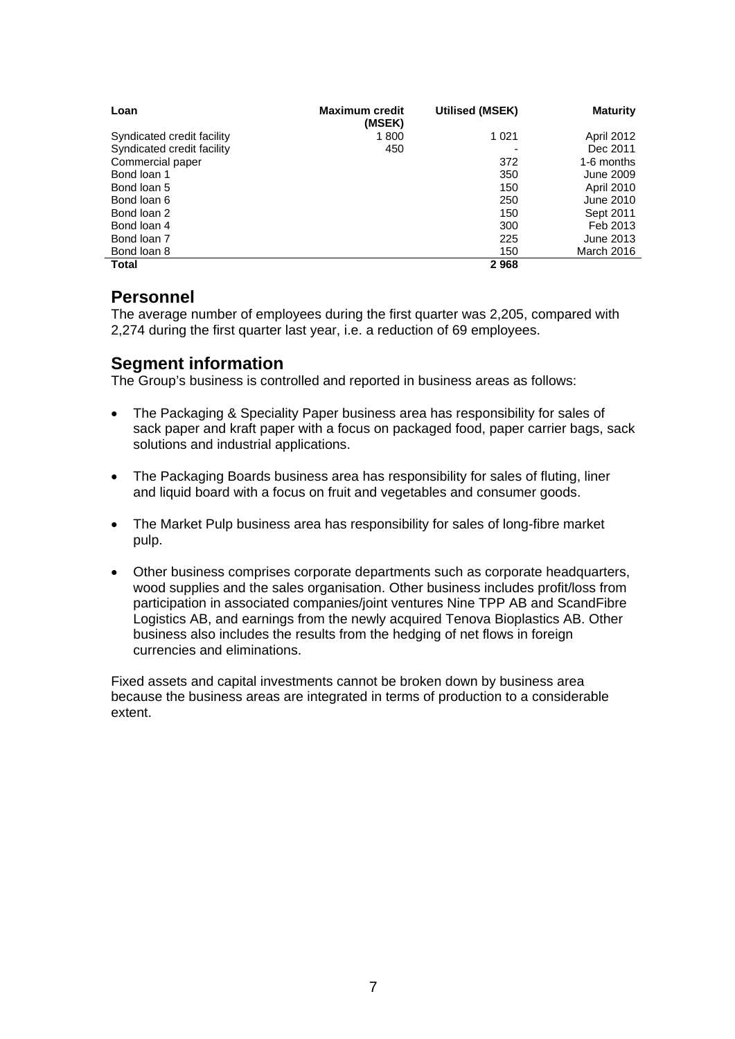| Loan | Maximum credit (MSEK) | Utilised (MSEK) | Maturity |
| --- | --- | --- | --- |
| Syndicated credit facility | 1 800 | 1 021 | April 2012 |
| Syndicated credit facility | 450 | - | Dec 2011 |
| Commercial paper | | 372 | 1-6 months |
| Bond loan 1 | | 350 | June 2009 |
| Bond loan 5 | | 150 | April 2010 |
| Bond loan 6 | | 250 | June 2010 |
| Bond loan 2 | | 150 | Sept 2011 |
| Bond loan 4 | | 300 | Feb 2013 |
| Bond loan 7 | | 225 | June 2013 |
| Bond loan 8 | | 150 | March 2016 |
| **Total** | | **2 968** | |

## Personnel

The average number of employees during the first quarter was 2,205, compared with 2,274 during the first quarter last year, i.e. a reduction of 69 employees.

## Segment information

The Group's business is controlled and reported in business areas as follows:

- The Packaging & Speciality Paper business area has responsibility for sales of sack paper and kraft paper with a focus on packaged food, paper carrier bags, sack solutions and industrial applications.

- The Packaging Boards business area has responsibility for sales of fluting, liner and liquid board with a focus on fruit and vegetables and consumer goods.

- The Market Pulp business area has responsibility for sales of long-fibre market pulp.

- Other business comprises corporate departments such as corporate headquarters, wood supplies and the sales organisation. Other business includes profit/loss from participation in associated companies/joint ventures Nine TPP AB and ScandFibre Logistics AB, and earnings from the newly acquired Tenova Bioplastics AB. Other business also includes the results from the hedging of net flows in foreign currencies and eliminations.

Fixed assets and capital investments cannot be broken down by business area because the business areas are integrated in terms of production to a considerable extent.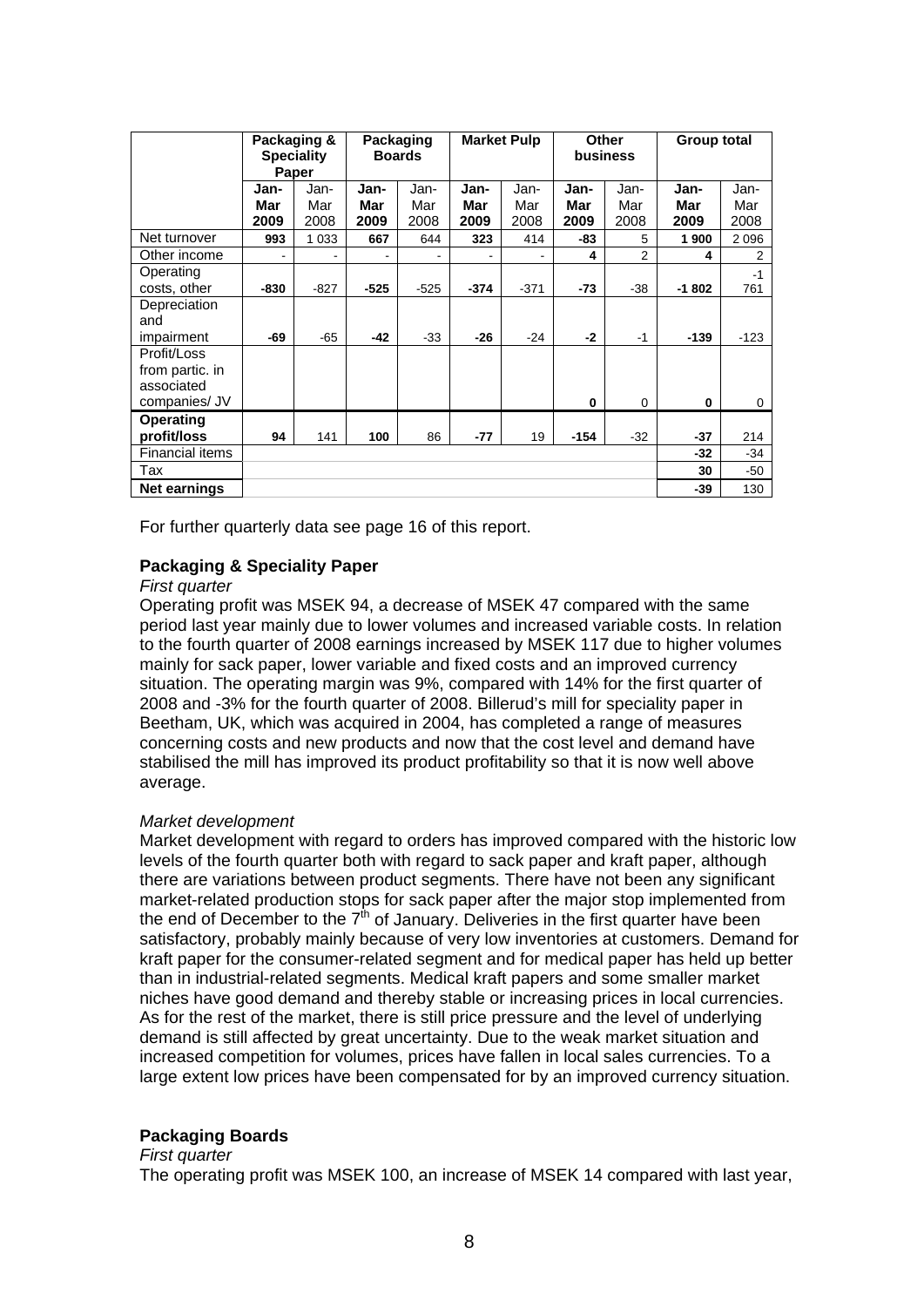| | Packaging & Speciality Paper | | Packaging Boards | | Market Pulp | | Other business | | Group total | |
|---|---|---|---|---|---|---|---|---|---|---|
| | **Jan-Mar 2009** | Jan-Mar 2008 | **Jan-Mar 2009** | Jan-Mar 2008 | **Jan-Mar 2009** | Jan-Mar 2008 | **Jan-Mar 2009** | Jan-Mar 2008 | **Jan-Mar 2009** | Jan-Mar 2008 |
| Net turnover | **993** | 1 033 | **667** | 644 | **323** | 414 | **-83** | 5 | **1 900** | 2 096 |
| Other income | - | - | - | - | - | - | **4** | 2 | **4** | 2 |
| Operating costs, other | **-830** | -827 | **-525** | -525 | **-374** | -371 | **-73** | -38 | **-1 802** | -1 761 |
| Depreciation and impairment | **-69** | -65 | **-42** | -33 | **-26** | -24 | **-2** | -1 | **-139** | -123 |
| Profit/Loss from partic. in associated companies/ JV | | | | | | | **0** | 0 | **0** | 0 |
| **Operating profit/loss** | **94** | 141 | **100** | 86 | **-77** | 19 | **-154** | -32 | **-37** | 214 |
| Financial items | | | | | | | | | **-32** | -34 |
| Tax | | | | | | | | | **30** | -50 |
| **Net earnings** | | | | | | | | | **-39** | 130 |

For further quarterly data see page 16 of this report.

### Packaging & Speciality Paper

*First quarter*

Operating profit was MSEK 94, a decrease of MSEK 47 compared with the same period last year mainly due to lower volumes and increased variable costs. In relation to the fourth quarter of 2008 earnings increased by MSEK 117 due to higher volumes mainly for sack paper, lower variable and fixed costs and an improved currency situation. The operating margin was 9%, compared with 14% for the first quarter of 2008 and -3% for the fourth quarter of 2008. Billerud's mill for speciality paper in Beetham, UK, which was acquired in 2004, has completed a range of measures concerning costs and new products and now that the cost level and demand have stabilised the mill has improved its product profitability so that it is now well above average.

*Market development*

Market development with regard to orders has improved compared with the historic low levels of the fourth quarter both with regard to sack paper and kraft paper, although there are variations between product segments. There have not been any significant market-related production stops for sack paper after the major stop implemented from the end of December to the 7th of January. Deliveries in the first quarter have been satisfactory, probably mainly because of very low inventories at customers. Demand for kraft paper for the consumer-related segment and for medical paper has held up better than in industrial-related segments. Medical kraft papers and some smaller market niches have good demand and thereby stable or increasing prices in local currencies. As for the rest of the market, there is still price pressure and the level of underlying demand is still affected by great uncertainty. Due to the weak market situation and increased competition for volumes, prices have fallen in local sales currencies. To a large extent low prices have been compensated for by an improved currency situation.

### Packaging Boards

*First quarter*

The operating profit was MSEK 100, an increase of MSEK 14 compared with last year,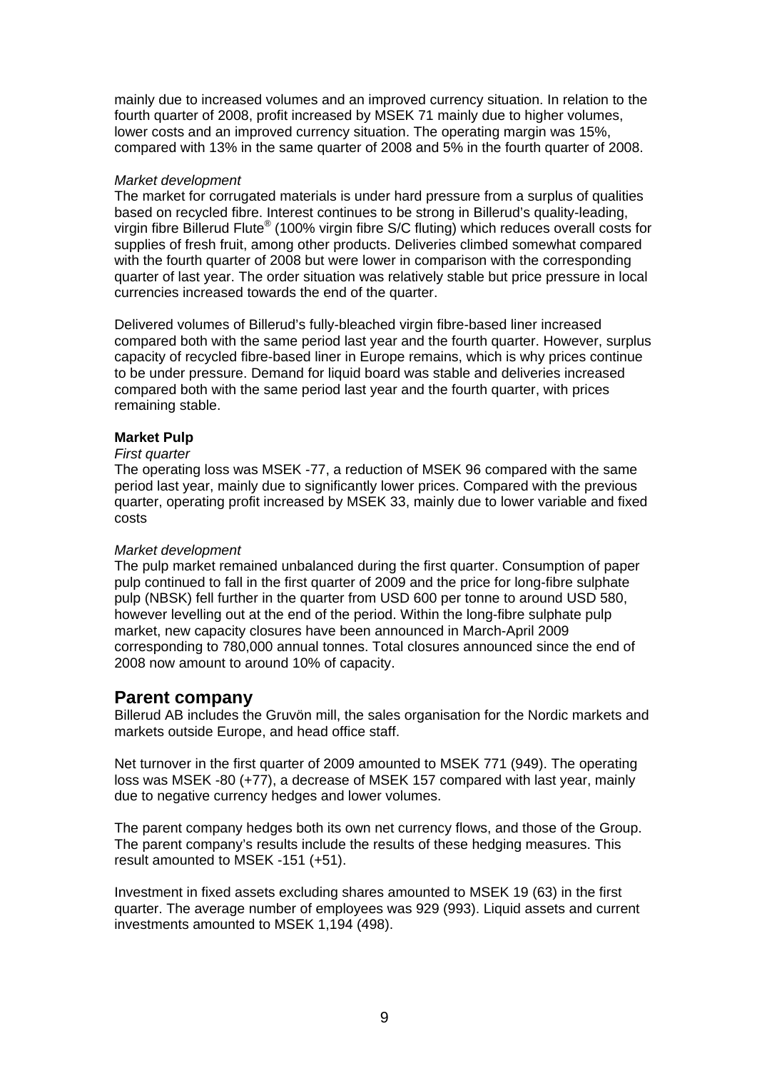mainly due to increased volumes and an improved currency situation. In relation to the fourth quarter of 2008, profit increased by MSEK 71 mainly due to higher volumes, lower costs and an improved currency situation. The operating margin was 15%, compared with 13% in the same quarter of 2008 and 5% in the fourth quarter of 2008.

*Market development*

The market for corrugated materials is under hard pressure from a surplus of qualities based on recycled fibre. Interest continues to be strong in Billerud's quality-leading, virgin fibre Billerud Flute® (100% virgin fibre S/C fluting) which reduces overall costs for supplies of fresh fruit, among other products. Deliveries climbed somewhat compared with the fourth quarter of 2008 but were lower in comparison with the corresponding quarter of last year. The order situation was relatively stable but price pressure in local currencies increased towards the end of the quarter.

Delivered volumes of Billerud's fully-bleached virgin fibre-based liner increased compared both with the same period last year and the fourth quarter. However, surplus capacity of recycled fibre-based liner in Europe remains, which is why prices continue to be under pressure. Demand for liquid board was stable and deliveries increased compared both with the same period last year and the fourth quarter, with prices remaining stable.

**Market Pulp**

*First quarter*

The operating loss was MSEK -77, a reduction of MSEK 96 compared with the same period last year, mainly due to significantly lower prices. Compared with the previous quarter, operating profit increased by MSEK 33, mainly due to lower variable and fixed costs

*Market development*

The pulp market remained unbalanced during the first quarter. Consumption of paper pulp continued to fall in the first quarter of 2009 and the price for long-fibre sulphate pulp (NBSK) fell further in the quarter from USD 600 per tonne to around USD 580, however levelling out at the end of the period. Within the long-fibre sulphate pulp market, new capacity closures have been announced in March-April 2009 corresponding to 780,000 annual tonnes. Total closures announced since the end of 2008 now amount to around 10% of capacity.

## Parent company

Billerud AB includes the Gruvön mill, the sales organisation for the Nordic markets and markets outside Europe, and head office staff.

Net turnover in the first quarter of 2009 amounted to MSEK 771 (949). The operating loss was MSEK -80 (+77), a decrease of MSEK 157 compared with last year, mainly due to negative currency hedges and lower volumes.

The parent company hedges both its own net currency flows, and those of the Group. The parent company's results include the results of these hedging measures. This result amounted to MSEK -151 (+51).

Investment in fixed assets excluding shares amounted to MSEK 19 (63) in the first quarter. The average number of employees was 929 (993). Liquid assets and current investments amounted to MSEK 1,194 (498).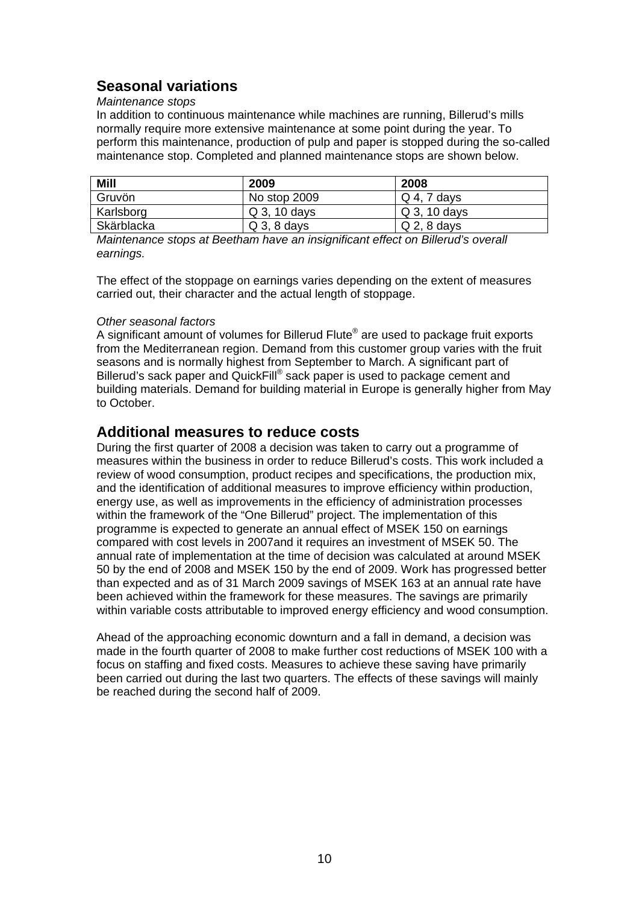## Seasonal variations

*Maintenance stops*

In addition to continuous maintenance while machines are running, Billerud's mills normally require more extensive maintenance at some point during the year. To perform this maintenance, production of pulp and paper is stopped during the so-called maintenance stop. Completed and planned maintenance stops are shown below.

| Mill | 2009 | 2008 |
|---|---|---|
| Gruvön | No stop 2009 | Q 4, 7 days |
| Karlsborg | Q 3, 10 days | Q 3, 10 days |
| Skärblacka | Q 3, 8 days | Q 2, 8 days |

*Maintenance stops at Beetham have an insignificant effect on Billerud's overall earnings.*

The effect of the stoppage on earnings varies depending on the extent of measures carried out, their character and the actual length of stoppage.

*Other seasonal factors*

A significant amount of volumes for Billerud Flute® are used to package fruit exports from the Mediterranean region. Demand from this customer group varies with the fruit seasons and is normally highest from September to March. A significant part of Billerud's sack paper and QuickFill® sack paper is used to package cement and building materials. Demand for building material in Europe is generally higher from May to October.

## Additional measures to reduce costs

During the first quarter of 2008 a decision was taken to carry out a programme of measures within the business in order to reduce Billerud's costs. This work included a review of wood consumption, product recipes and specifications, the production mix, and the identification of additional measures to improve efficiency within production, energy use, as well as improvements in the efficiency of administration processes within the framework of the "One Billerud" project. The implementation of this programme is expected to generate an annual effect of MSEK 150 on earnings compared with cost levels in 2007and it requires an investment of MSEK 50. The annual rate of implementation at the time of decision was calculated at around MSEK 50 by the end of 2008 and MSEK 150 by the end of 2009. Work has progressed better than expected and as of 31 March 2009 savings of MSEK 163 at an annual rate have been achieved within the framework for these measures. The savings are primarily within variable costs attributable to improved energy efficiency and wood consumption.

Ahead of the approaching economic downturn and a fall in demand, a decision was made in the fourth quarter of 2008 to make further cost reductions of MSEK 100 with a focus on staffing and fixed costs. Measures to achieve these saving have primarily been carried out during the last two quarters. The effects of these savings will mainly be reached during the second half of 2009.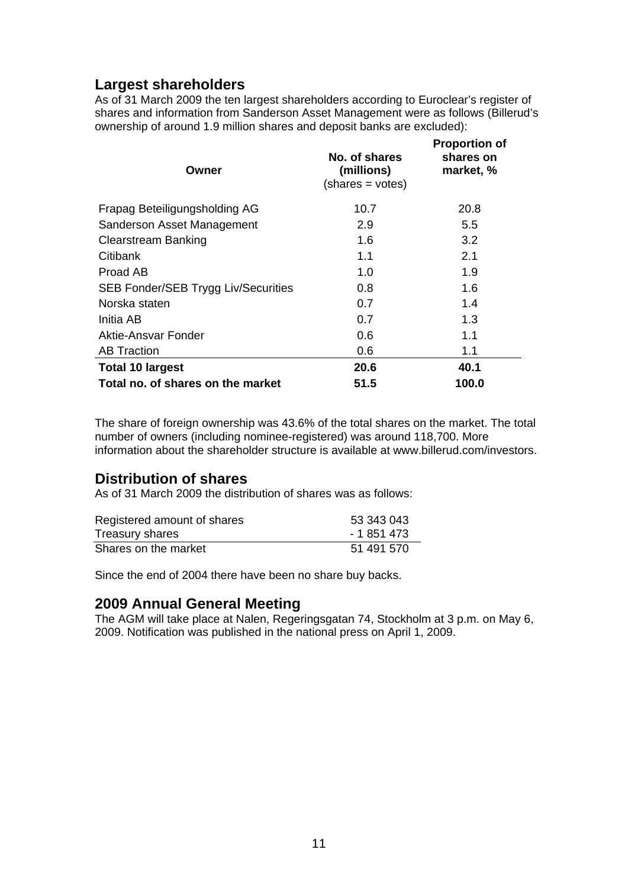## Largest shareholders

As of 31 March 2009 the ten largest shareholders according to Euroclear's register of shares and information from Sanderson Asset Management were as follows (Billerud's ownership of around 1.9 million shares and deposit banks are excluded):

| Owner | No. of shares (millions) (shares = votes) | Proportion of shares on market, % |
|---|---|---|
| Frapag Beteiligungsholding AG | 10.7 | 20.8 |
| Sanderson Asset Management | 2.9 | 5.5 |
| Clearstream Banking | 1.6 | 3.2 |
| Citibank | 1.1 | 2.1 |
| Proad AB | 1.0 | 1.9 |
| SEB Fonder/SEB Trygg Liv/Securities | 0.8 | 1.6 |
| Norska staten | 0.7 | 1.4 |
| Initia AB | 0.7 | 1.3 |
| Aktie-Ansvar Fonder | 0.6 | 1.1 |
| AB Traction | 0.6 | 1.1 |
| **Total 10 largest** | **20.6** | **40.1** |
| **Total no. of shares on the market** | **51.5** | **100.0** |

The share of foreign ownership was 43.6% of the total shares on the market. The total number of owners (including nominee-registered) was around 118,700. More information about the shareholder structure is available at www.billerud.com/investors.

## Distribution of shares

As of 31 March 2009 the distribution of shares was as follows:

| | |
|---|---|
| Registered amount of shares | 53 343 043 |
| Treasury shares | - 1 851 473 |
| Shares on the market | 51 491 570 |

Since the end of 2004 there have been no share buy backs.

## 2009 Annual General Meeting

The AGM will take place at Nalen, Regeringsgatan 74, Stockholm at 3 p.m. on May 6, 2009. Notification was published in the national press on April 1, 2009.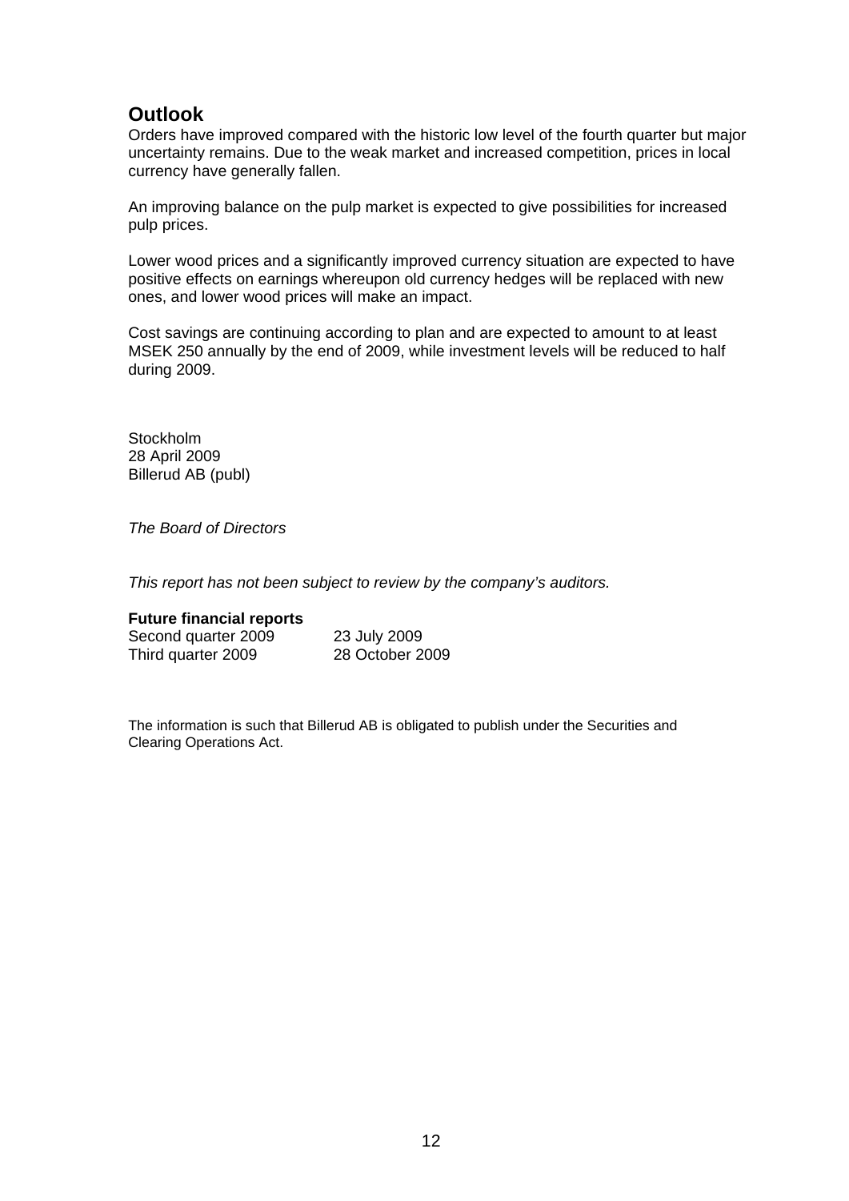## Outlook

Orders have improved compared with the historic low level of the fourth quarter but major uncertainty remains. Due to the weak market and increased competition, prices in local currency have generally fallen.

An improving balance on the pulp market is expected to give possibilities for increased pulp prices.

Lower wood prices and a significantly improved currency situation are expected to have positive effects on earnings whereupon old currency hedges will be replaced with new ones, and lower wood prices will make an impact.

Cost savings are continuing according to plan and are expected to amount to at least MSEK 250 annually by the end of 2009, while investment levels will be reduced to half during 2009.

Stockholm
28 April 2009
Billerud AB (publ)

*The Board of Directors*

*This report has not been subject to review by the company's auditors.*

**Future financial reports**

| | |
|---|---|
| Second quarter 2009 | 23 July 2009 |
| Third quarter 2009 | 28 October 2009 |

The information is such that Billerud AB is obligated to publish under the Securities and Clearing Operations Act.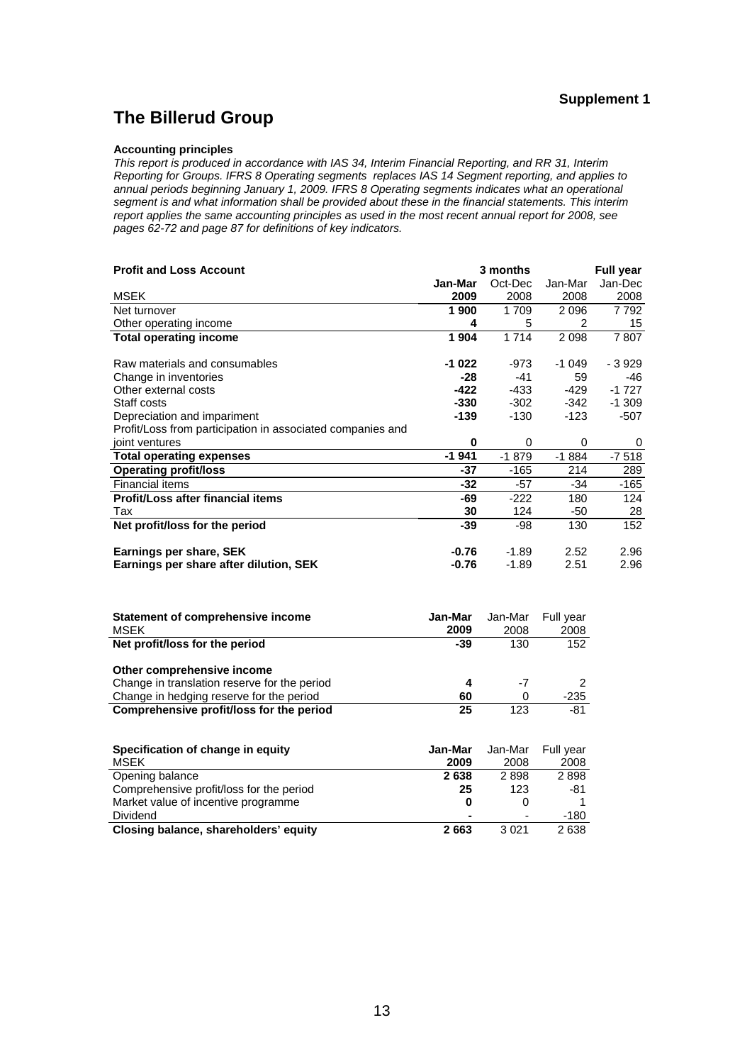**Supplement 1**

# The Billerud Group

### Accounting principles

*This report is produced in accordance with IAS 34, Interim Financial Reporting, and RR 31, Interim Reporting for Groups. IFRS 8 Operating segments replaces IAS 14 Segment reporting, and applies to annual periods beginning January 1, 2009. IFRS 8 Operating segments indicates what an operational segment is and what information shall be provided about these in the financial statements. This interim report applies the same accounting principles as used in the most recent annual report for 2008, see pages 62-72 and page 87 for definitions of key indicators.*

| **Profit and Loss Account** | | **3 months** | | **Full year** |
|---|---|---|---|---|
| | **Jan-Mar** | Oct-Dec | Jan-Mar | Jan-Dec |
| MSEK | **2009** | 2008 | 2008 | 2008 |
| Net turnover | **1 900** | 1 709 | 2 096 | 7 792 |
| Other operating income | **4** | 5 | 2 | 15 |
| **Total operating income** | **1 904** | 1 714 | 2 098 | 7 807 |
| Raw materials and consumables | **-1 022** | -973 | -1 049 | - 3 929 |
| Change in inventories | **-28** | -41 | 59 | -46 |
| Other external costs | **-422** | -433 | -429 | -1 727 |
| Staff costs | **-330** | -302 | -342 | -1 309 |
| Depreciation and impariment | **-139** | -130 | -123 | -507 |
| Profit/Loss from participation in associated companies and joint ventures | **0** | 0 | 0 | 0 |
| **Total operating expenses** | **-1 941** | -1 879 | -1 884 | -7 518 |
| **Operating profit/loss** | **-37** | -165 | 214 | 289 |
| Financial items | **-32** | -57 | -34 | -165 |
| **Profit/Loss after financial items** | **-69** | -222 | 180 | 124 |
| Tax | **30** | 124 | -50 | 28 |
| **Net profit/loss for the period** | **-39** | -98 | 130 | 152 |
| **Earnings per share, SEK** | **-0.76** | -1.89 | 2.52 | 2.96 |
| **Earnings per share after dilution, SEK** | **-0.76** | -1.89 | 2.51 | 2.96 |

| **Statement of comprehensive income** | **Jan-Mar** | Jan-Mar | Full year |
|---|---|---|---|
| MSEK | **2009** | 2008 | 2008 |
| **Net profit/loss for the period** | **-39** | 130 | 152 |
| **Other comprehensive income** | | | |
| Change in translation reserve for the period | **4** | -7 | 2 |
| Change in hedging reserve for the period | **60** | 0 | -235 |
| **Comprehensive profit/loss for the period** | **25** | 123 | -81 |

| **Specification of change in equity** | **Jan-Mar** | Jan-Mar | Full year |
|---|---|---|---|
| MSEK | **2009** | 2008 | 2008 |
| Opening balance | **2 638** | 2 898 | 2 898 |
| Comprehensive profit/loss for the period | **25** | 123 | -81 |
| Market value of incentive programme | **0** | 0 | 1 |
| Dividend | **-** | - | -180 |
| **Closing balance, shareholders' equity** | **2 663** | 3 021 | 2 638 |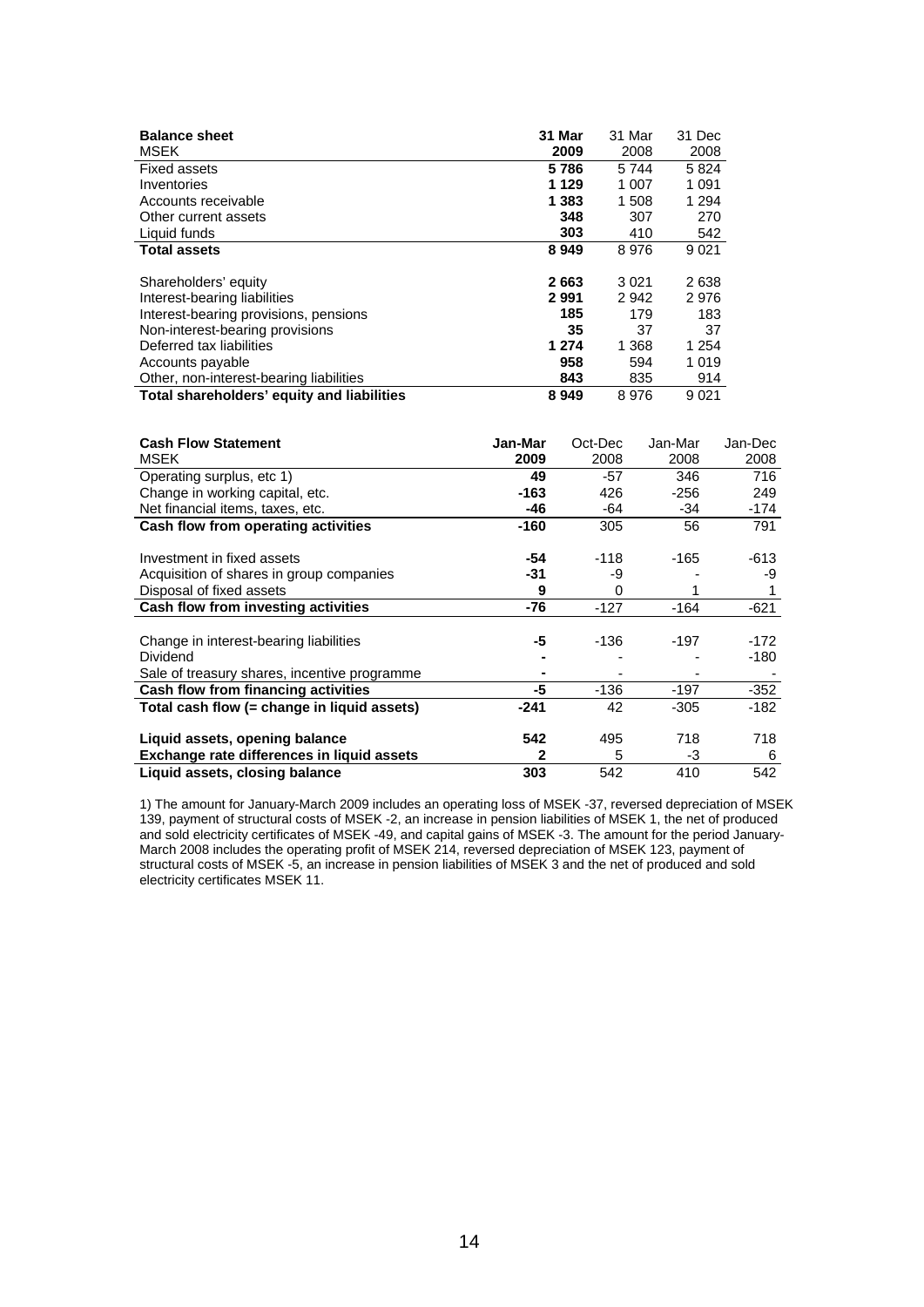| **Balance sheet** | **31 Mar** | 31 Mar | 31 Dec |
|---|---|---|---|
| MSEK | **2009** | 2008 | 2008 |
| Fixed assets | **5 786** | 5 744 | 5 824 |
| Inventories | **1 129** | 1 007 | 1 091 |
| Accounts receivable | **1 383** | 1 508 | 1 294 |
| Other current assets | **348** | 307 | 270 |
| Liquid funds | **303** | 410 | 542 |
| **Total assets** | **8 949** | 8 976 | 9 021 |
| | | | |
| Shareholders' equity | **2 663** | 3 021 | 2 638 |
| Interest-bearing liabilities | **2 991** | 2 942 | 2 976 |
| Interest-bearing provisions, pensions | **185** | 179 | 183 |
| Non-interest-bearing provisions | **35** | 37 | 37 |
| Deferred tax liabilities | **1 274** | 1 368 | 1 254 |
| Accounts payable | **958** | 594 | 1 019 |
| Other, non-interest-bearing liabilities | **843** | 835 | 914 |
| **Total shareholders' equity and liabilities** | **8 949** | 8 976 | 9 021 |

| **Cash Flow Statement** | **Jan-Mar** | Oct-Dec | Jan-Mar | Jan-Dec |
|---|---|---|---|---|
| MSEK | **2009** | 2008 | 2008 | 2008 |
| Operating surplus, etc 1) | **49** | -57 | 346 | 716 |
| Change in working capital, etc. | **-163** | 426 | -256 | 249 |
| Net financial items, taxes, etc. | **-46** | -64 | -34 | -174 |
| **Cash flow from operating activities** | **-160** | 305 | 56 | 791 |
| | | | | |
| Investment in fixed assets | **-54** | -118 | -165 | -613 |
| Acquisition of shares in group companies | **-31** | -9 | - | -9 |
| Disposal of fixed assets | **9** | 0 | 1 | 1 |
| **Cash flow from investing activities** | **-76** | -127 | -164 | -621 |
| | | | | |
| Change in interest-bearing liabilities | **-5** | -136 | -197 | -172 |
| Dividend | **-** | - | - | -180 |
| Sale of treasury shares, incentive programme | **-** | - | - | - |
| **Cash flow from financing activities** | **-5** | -136 | -197 | -352 |
| **Total cash flow (= change in liquid assets)** | **-241** | 42 | -305 | -182 |
| | | | | |
| **Liquid assets, opening balance** | **542** | 495 | 718 | 718 |
| **Exchange rate differences in liquid assets** | **2** | 5 | -3 | 6 |
| **Liquid assets, closing balance** | **303** | 542 | 410 | 542 |

1) The amount for January-March 2009 includes an operating loss of MSEK -37, reversed depreciation of MSEK 139, payment of structural costs of MSEK -2, an increase in pension liabilities of MSEK 1, the net of produced and sold electricity certificates of MSEK -49, and capital gains of MSEK -3. The amount for the period January-March 2008 includes the operating profit of MSEK 214, reversed depreciation of MSEK 123, payment of structural costs of MSEK -5, an increase in pension liabilities of MSEK 3 and the net of produced and sold electricity certificates MSEK 11.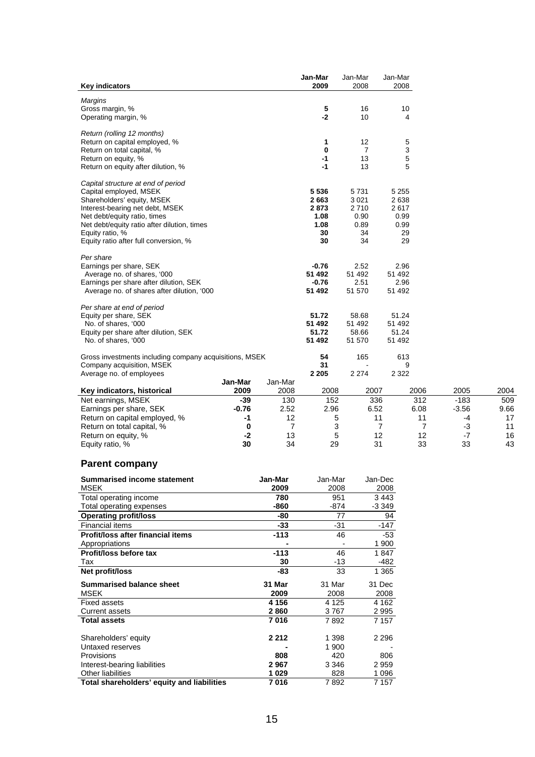| Key indicators | Jan-Mar 2009 | Jan-Mar 2008 | Jan-Mar 2008 |
|---|---|---|---|
| *Margins* | | | |
| Gross margin, % | **5** | 16 | 10 |
| Operating margin, % | **-2** | 10 | 4 |
| *Return (rolling 12 months)* | | | |
| Return on capital employed, % | **1** | 12 | 5 |
| Return on total capital, % | **0** | 7 | 3 |
| Return on equity, % | **-1** | 13 | 5 |
| Return on equity after dilution, % | **-1** | 13 | 5 |
| *Capital structure at end of period* | | | |
| Capital employed, MSEK | **5 536** | 5 731 | 5 255 |
| Shareholders' equity, MSEK | **2 663** | 3 021 | 2 638 |
| Interest-bearing net debt, MSEK | **2 873** | 2 710 | 2 617 |
| Net debt/equity ratio, times | **1.08** | 0.90 | 0.99 |
| Net debt/equity ratio after dilution, times | **1.08** | 0.89 | 0.99 |
| Equity ratio, % | **30** | 34 | 29 |
| Equity ratio after full conversion, % | **30** | 34 | 29 |
| *Per share* | | | |
| Earnings per share, SEK | **-0.76** | 2.52 | 2.96 |
| Average no. of shares, '000 | **51 492** | 51 492 | 51 492 |
| Earnings per share after dilution, SEK | **-0.76** | 2.51 | 2.96 |
| Average no. of shares after dilution, '000 | **51 492** | 51 570 | 51 492 |
| *Per share at end of period* | | | |
| Equity per share, SEK | **51.72** | 58.68 | 51.24 |
| No. of shares, '000 | **51 492** | 51 492 | 51 492 |
| Equity per share after dilution, SEK | **51.72** | 58.66 | 51.24 |
| No. of shares, '000 | **51 492** | 51 570 | 51 492 |
| Gross investments including company acquisitions, MSEK | **54** | 165 | 613 |
| Company acquisition, MSEK | **31** | - | 9 |
| Average no. of employees | **2 205** | 2 274 | 2 322 |

| Key indicators, historical | Jan-Mar 2009 | Jan-Mar 2008 | 2008 | 2007 | 2006 | 2005 | 2004 |
|---|---|---|---|---|---|---|---|
| Net earnings, MSEK | **-39** | 130 | 152 | 336 | 312 | -183 | 509 |
| Earnings per share, SEK | **-0.76** | 2.52 | 2.96 | 6.52 | 6.08 | -3.56 | 9.66 |
| Return on capital employed, % | **-1** | 12 | 5 | 11 | 11 | -4 | 17 |
| Return on total capital, % | **0** | 7 | 3 | 7 | 7 | -3 | 11 |
| Return on equity, % | **-2** | 13 | 5 | 12 | 12 | -7 | 16 |
| Equity ratio, % | **30** | 34 | 29 | 31 | 33 | 33 | 43 |

## Parent company

| Summarised income statement<br>MSEK | Jan-Mar 2009 | Jan-Mar 2008 | Jan-Dec 2008 |
|---|---|---|---|
| Total operating income | **780** | 951 | 3 443 |
| Total operating expenses | **-860** | -874 | -3 349 |
| **Operating profit/loss** | **-80** | 77 | 94 |
| Financial items | **-33** | -31 | -147 |
| **Profit/loss after financial items** | **-113** | 46 | -53 |
| Appropriations | **-** | - | 1 900 |
| **Profit/loss before tax** | **-113** | 46 | 1 847 |
| Tax | **30** | -13 | -482 |
| **Net profit/loss** | **-83** | 33 | 1 365 |

| Summarised balance sheet<br>MSEK | 31 Mar 2009 | 31 Mar 2008 | 31 Dec 2008 |
|---|---|---|---|
| Fixed assets | **4 156** | 4 125 | 4 162 |
| Current assets | **2 860** | 3 767 | 2 995 |
| **Total assets** | **7 016** | 7 892 | 7 157 |
| Shareholders' equity | **2 212** | 1 398 | 2 296 |
| Untaxed reserves | **-** | 1 900 | - |
| Provisions | **808** | 420 | 806 |
| Interest-bearing liabilities | **2 967** | 3 346 | 2 959 |
| Other liabilities | **1 029** | 828 | 1 096 |
| **Total shareholders' equity and liabilities** | **7 016** | 7 892 | 7 157 |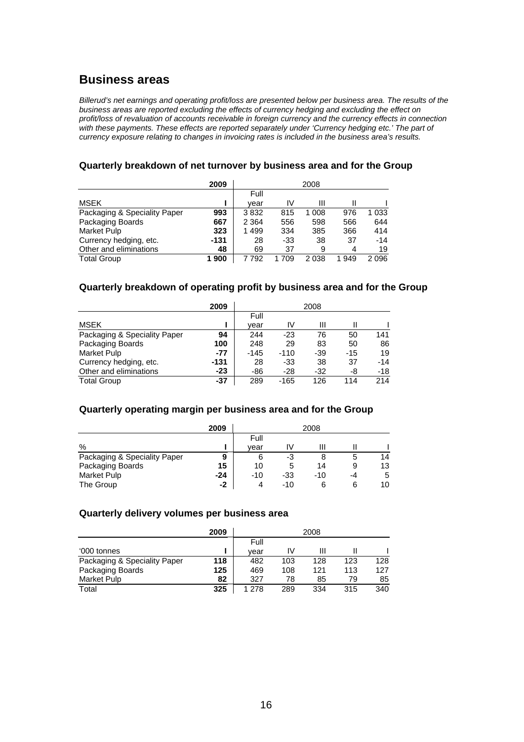## Business areas

*Billerud's net earnings and operating profit/loss are presented below per business area. The results of the business areas are reported excluding the effects of currency hedging and excluding the effect on profit/loss of revaluation of accounts receivable in foreign currency and the currency effects in connection with these payments. These effects are reported separately under 'Currency hedging etc.' The part of currency exposure relating to changes in invoicing rates is included in the business area's results.*

### Quarterly breakdown of net turnover by business area and for the Group

| | 2009 | 2008 | | | | |
|---|---|---|---|---|---|---|
| MSEK | **I** | Full year | IV | III | II | I |
| Packaging & Speciality Paper | **993** | 3 832 | 815 | 1 008 | 976 | 1 033 |
| Packaging Boards | **667** | 2 364 | 556 | 598 | 566 | 644 |
| Market Pulp | **323** | 1 499 | 334 | 385 | 366 | 414 |
| Currency hedging, etc. | **-131** | 28 | -33 | 38 | 37 | -14 |
| Other and eliminations | **48** | 69 | 37 | 9 | 4 | 19 |
| Total Group | **1 900** | 7 792 | 1 709 | 2 038 | 1 949 | 2 096 |

### Quarterly breakdown of operating profit by business area and for the Group

| | 2009 | 2008 | | | | |
|---|---|---|---|---|---|---|
| MSEK | **I** | Full year | IV | III | II | I |
| Packaging & Speciality Paper | **94** | 244 | -23 | 76 | 50 | 141 |
| Packaging Boards | **100** | 248 | 29 | 83 | 50 | 86 |
| Market Pulp | **-77** | -145 | -110 | -39 | -15 | 19 |
| Currency hedging, etc. | **-131** | 28 | -33 | 38 | 37 | -14 |
| Other and eliminations | **-23** | -86 | -28 | -32 | -8 | -18 |
| Total Group | **-37** | 289 | -165 | 126 | 114 | 214 |

### Quarterly operating margin per business area and for the Group

| | 2009 | 2008 | | | | |
|---|---|---|---|---|---|---|
| % | **I** | Full year | IV | III | II | I |
| Packaging & Speciality Paper | **9** | 6 | -3 | 8 | 5 | 14 |
| Packaging Boards | **15** | 10 | 5 | 14 | 9 | 13 |
| Market Pulp | **-24** | -10 | -33 | -10 | -4 | 5 |
| The Group | **-2** | 4 | -10 | 6 | 6 | 10 |

### Quarterly delivery volumes per business area

| | 2009 | 2008 | | | | |
|---|---|---|---|---|---|---|
| '000 tonnes | **I** | Full year | IV | III | II | I |
| Packaging & Speciality Paper | **118** | 482 | 103 | 128 | 123 | 128 |
| Packaging Boards | **125** | 469 | 108 | 121 | 113 | 127 |
| Market Pulp | **82** | 327 | 78 | 85 | 79 | 85 |
| Total | **325** | 1 278 | 289 | 334 | 315 | 340 |